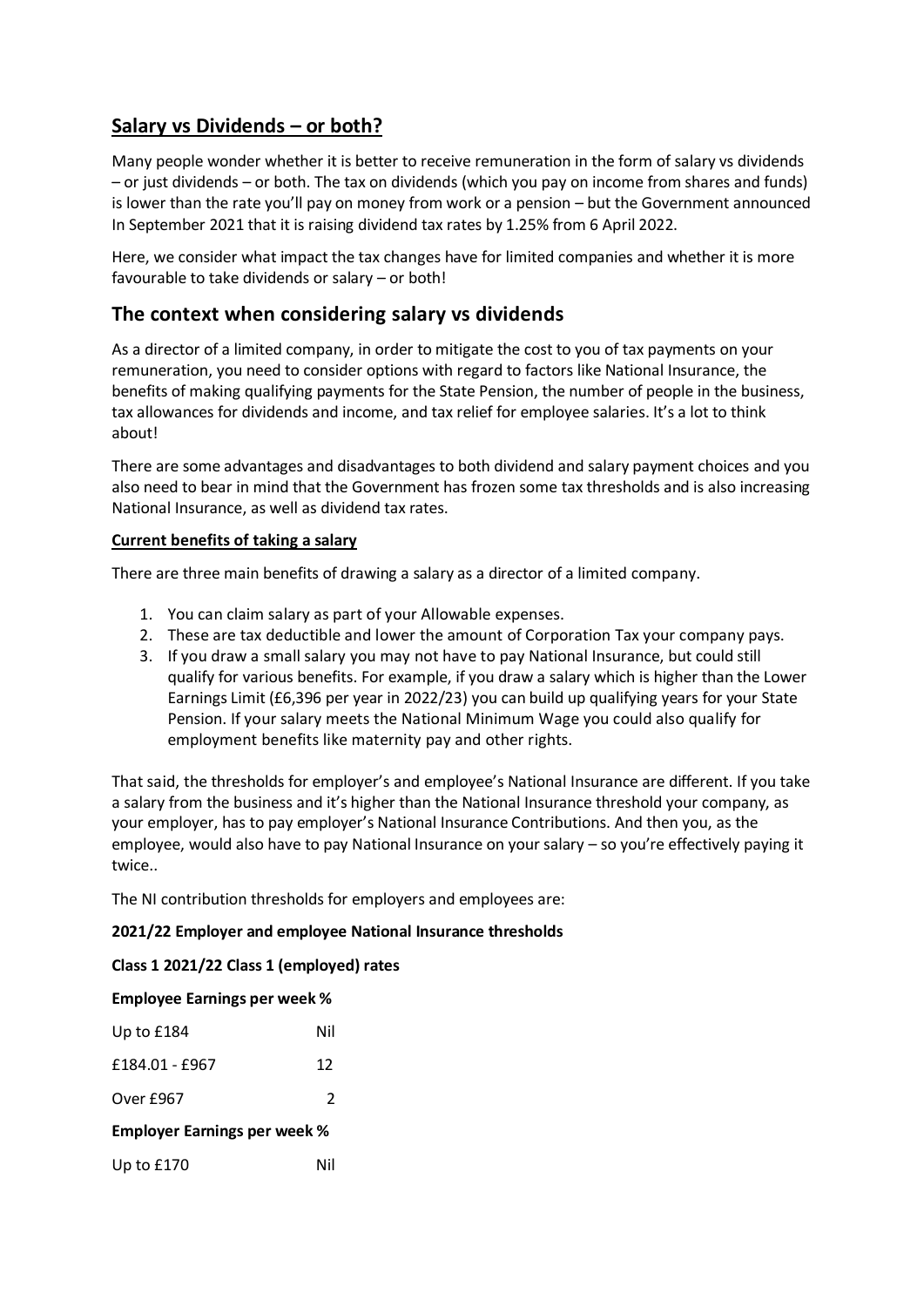# Salary vs Dividends – or both?

Many people wonder whether it is better to receive remuneration in the form of salary vs dividends – or just dividends – or both. The tax on dividends (which you pay on income from shares and funds) is lower than the rate you'll pay on money from work or a pension – but the Government announced In September 2021 that it is raising dividend tax rates by 1.25% from 6 April 2022.

Here, we consider what impact the tax changes have for limited companies and whether it is more favourable to take dividends or salary – or both!

## The context when considering salary vs dividends

As a director of a limited company, in order to mitigate the cost to you of tax payments on your remuneration, you need to consider options with regard to factors like National Insurance, the benefits of making qualifying payments for the State Pension, the number of people in the business, tax allowances for dividends and income, and tax relief for employee salaries. It's a lot to think about!

There are some advantages and disadvantages to both dividend and salary payment choices and you also need to bear in mind that the Government has frozen some tax thresholds and is also increasing National Insurance, as well as dividend tax rates.

**Current benefits of taking a salary**

There are three main benefits of drawing a salary as a director of a limited company.

1. You can claim salary as part of your Allowable expenses.
2. These are tax deductible and lower the amount of Corporation Tax your company pays.
3. If you draw a small salary you may not have to pay National Insurance, but could still qualify for various benefits. For example, if you draw a salary which is higher than the Lower Earnings Limit (£6,396 per year in 2022/23) you can build up qualifying years for your State Pension. If your salary meets the National Minimum Wage you could also qualify for employment benefits like maternity pay and other rights.

That said, the thresholds for employer's and employee's National Insurance are different. If you take a salary from the business and it's higher than the National Insurance threshold your company, as your employer, has to pay employer's National Insurance Contributions. And then you, as the employee, would also have to pay National Insurance on your salary – so you're effectively paying it twice..

The NI contribution thresholds for employers and employees are:

**2021/22 Employer and employee National Insurance thresholds**

**Class 1 2021/22 Class 1 (employed) rates**

| **Employee Earnings per week** | **%** |
|---|---|
| Up to £184 | Nil |
| £184.01 - £967 | 12 |
| Over £967 | 2 |

| **Employer Earnings per week** | **%** |
|---|---|
| Up to £170 | Nil |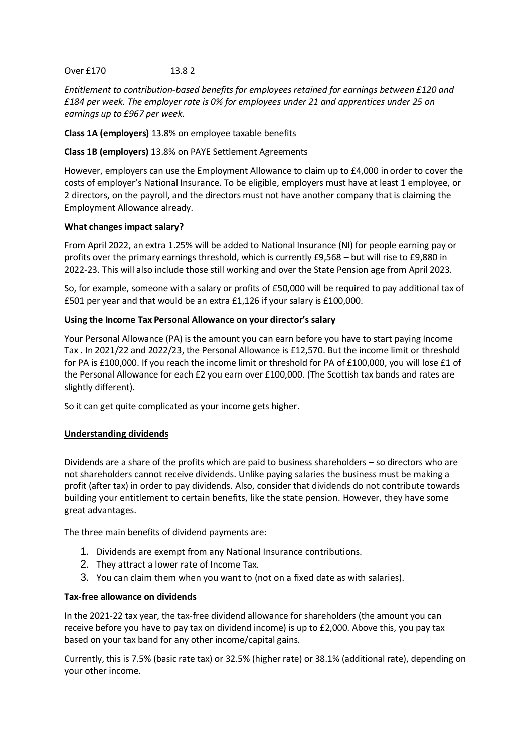Over £170 13.8 2

*Entitlement to contribution-based benefits for employees retained for earnings between £120 and £184 per week. The employer rate is 0% for employees under 21 and apprentices under 25 on earnings up to £967 per week.*

**Class 1A (employers)** 13.8% on employee taxable benefits

**Class 1B (employers)** 13.8% on PAYE Settlement Agreements

However, employers can use the Employment Allowance to claim up to £4,000 in order to cover the costs of employer's National Insurance. To be eligible, employers must have at least 1 employee, or 2 directors, on the payroll, and the directors must not have another company that is claiming the Employment Allowance already.

**What changes impact salary?**

From April 2022, an extra 1.25% will be added to National Insurance (NI) for people earning pay or profits over the primary earnings threshold, which is currently £9,568 – but will rise to £9,880 in 2022-23. This will also include those still working and over the State Pension age from April 2023.

So, for example, someone with a salary or profits of £50,000 will be required to pay additional tax of £501 per year and that would be an extra £1,126 if your salary is £100,000.

**Using the Income Tax Personal Allowance on your director's salary**

Your Personal Allowance (PA) is the amount you can earn before you have to start paying Income Tax . In 2021/22 and 2022/23, the Personal Allowance is £12,570. But the income limit or threshold for PA is £100,000. If you reach the income limit or threshold for PA of £100,000, you will lose £1 of the Personal Allowance for each £2 you earn over £100,000. (The Scottish tax bands and rates are slightly different).

So it can get quite complicated as your income gets higher.

## <u>Understanding dividends</u>

Dividends are a share of the profits which are paid to business shareholders – so directors who are not shareholders cannot receive dividends. Unlike paying salaries the business must be making a profit (after tax) in order to pay dividends. Also, consider that dividends do not contribute towards building your entitlement to certain benefits, like the state pension. However, they have some great advantages.

The three main benefits of dividend payments are:

1. Dividends are exempt from any National Insurance contributions.
2. They attract a lower rate of Income Tax.
3. You can claim them when you want to (not on a fixed date as with salaries).

**Tax-free allowance on dividends**

In the 2021-22 tax year, the tax-free dividend allowance for shareholders (the amount you can receive before you have to pay tax on dividend income) is up to £2,000. Above this, you pay tax based on your tax band for any other income/capital gains.

Currently, this is 7.5% (basic rate tax) or 32.5% (higher rate) or 38.1% (additional rate), depending on your other income.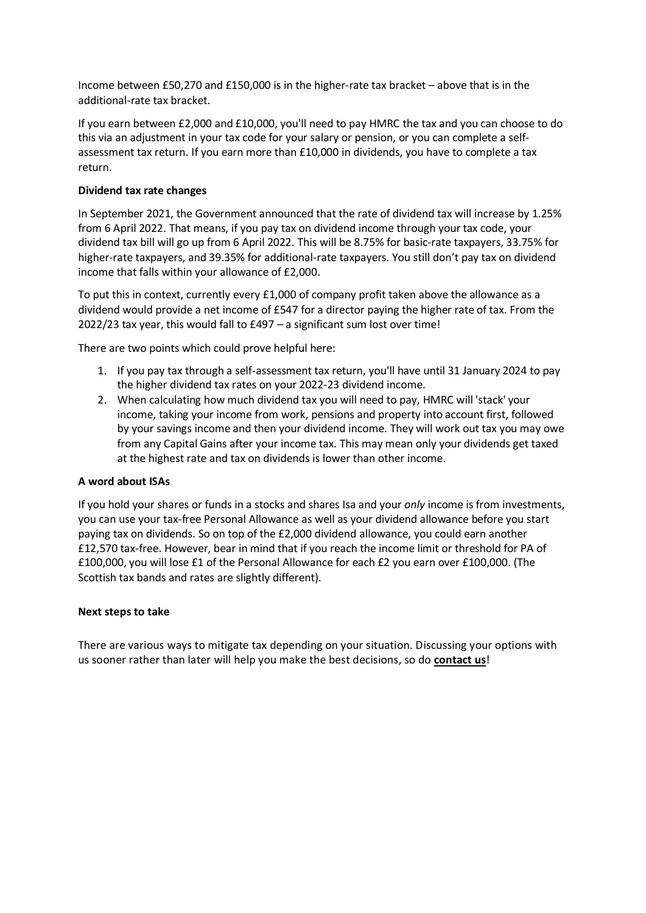Income between £50,270 and £150,000 is in the higher-rate tax bracket – above that is in the additional-rate tax bracket.

If you earn between £2,000 and £10,000, you'll need to pay HMRC the tax and you can choose to do this via an adjustment in your tax code for your salary or pension, or you can complete a self-assessment tax return. If you earn more than £10,000 in dividends, you have to complete a tax return.

**Dividend tax rate changes**

In September 2021, the Government announced that the rate of dividend tax will increase by 1.25% from 6 April 2022. That means, if you pay tax on dividend income through your tax code, your dividend tax bill will go up from 6 April 2022. This will be 8.75% for basic-rate taxpayers, 33.75% for higher-rate taxpayers, and 39.35% for additional-rate taxpayers. You still don't pay tax on dividend income that falls within your allowance of £2,000.

To put this in context, currently every £1,000 of company profit taken above the allowance as a dividend would provide a net income of £547 for a director paying the higher rate of tax. From the 2022/23 tax year, this would fall to £497 – a significant sum lost over time!

There are two points which could prove helpful here:

1. If you pay tax through a self-assessment tax return, you'll have until 31 January 2024 to pay the higher dividend tax rates on your 2022-23 dividend income.
2. When calculating how much dividend tax you will need to pay, HMRC will 'stack' your income, taking your income from work, pensions and property into account first, followed by your savings income and then your dividend income. They will work out tax you may owe from any Capital Gains after your income tax. This may mean only your dividends get taxed at the highest rate and tax on dividends is lower than other income.

**A word about ISAs**

If you hold your shares or funds in a stocks and shares Isa and your *only* income is from investments, you can use your tax-free Personal Allowance as well as your dividend allowance before you start paying tax on dividends. So on top of the £2,000 dividend allowance, you could earn another £12,570 tax-free. However, bear in mind that if you reach the income limit or threshold for PA of £100,000, you will lose £1 of the Personal Allowance for each £2 you earn over £100,000. (The Scottish tax bands and rates are slightly different).

**Next steps to take**

There are various ways to mitigate tax depending on your situation. Discussing your options with us sooner rather than later will help you make the best decisions, so do **contact us**!